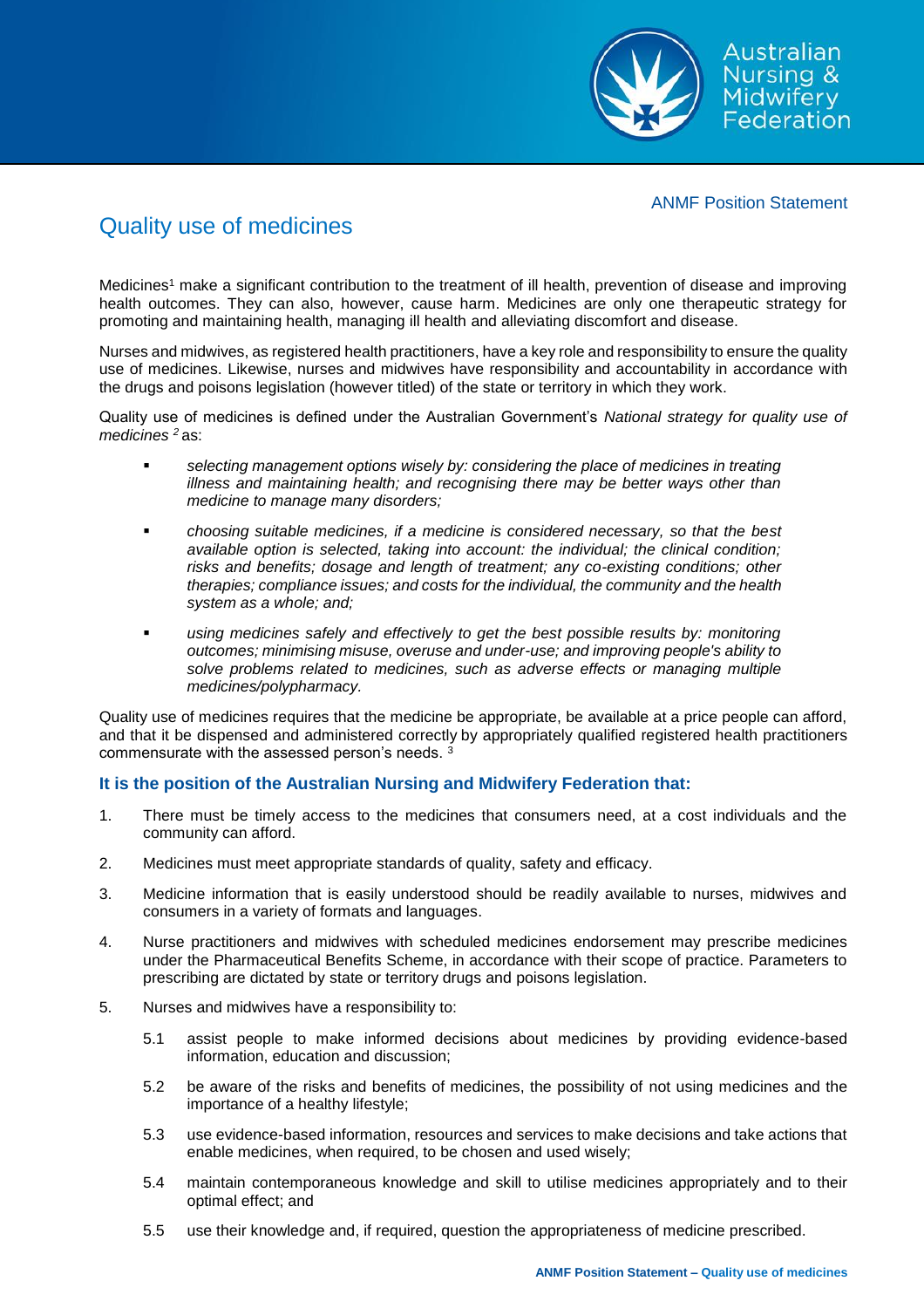ANMF Position Statement

# Quality use of medicines

Medicines[1] make a significant contribution to the treatment of ill health, prevention of disease and improving health outcomes. They can also, however, cause harm. Medicines are only one therapeutic strategy for promoting and maintaining health, managing ill health and alleviating discomfort and disease.

Nurses and midwives, as registered health practitioners, have a key role and responsibility to ensure the quality use of medicines. Likewise, nurses and midwives have responsibility and accountability in accordance with the drugs and poisons legislation (however titled) of the state or territory in which they work.

Quality use of medicines is defined under the Australian Government's *National strategy for quality use of medicines* [2] as:

- *selecting management options wisely by: considering the place of medicines in treating illness and maintaining health; and recognising there may be better ways other than medicine to manage many disorders;*
- *choosing suitable medicines, if a medicine is considered necessary, so that the best available option is selected, taking into account: the individual; the clinical condition; risks and benefits; dosage and length of treatment; any co-existing conditions; other therapies; compliance issues; and costs for the individual, the community and the health system as a whole; and;*
- *using medicines safely and effectively to get the best possible results by: monitoring outcomes; minimising misuse, overuse and under-use; and improving people's ability to solve problems related to medicines, such as adverse effects or managing multiple medicines/polypharmacy.*

Quality use of medicines requires that the medicine be appropriate, be available at a price people can afford, and that it be dispensed and administered correctly by appropriately qualified registered health practitioners commensurate with the assessed person's needs. [3]

### It is the position of the Australian Nursing and Midwifery Federation that:

1. There must be timely access to the medicines that consumers need, at a cost individuals and the community can afford.
2. Medicines must meet appropriate standards of quality, safety and efficacy.
3. Medicine information that is easily understood should be readily available to nurses, midwives and consumers in a variety of formats and languages.
4. Nurse practitioners and midwives with scheduled medicines endorsement may prescribe medicines under the Pharmaceutical Benefits Scheme, in accordance with their scope of practice. Parameters to prescribing are dictated by state or territory drugs and poisons legislation.
5. Nurses and midwives have a responsibility to:

   5.1 assist people to make informed decisions about medicines by providing evidence-based information, education and discussion;

   5.2 be aware of the risks and benefits of medicines, the possibility of not using medicines and the importance of a healthy lifestyle;

   5.3 use evidence-based information, resources and services to make decisions and take actions that enable medicines, when required, to be chosen and used wisely;

   5.4 maintain contemporaneous knowledge and skill to utilise medicines appropriately and to their optimal effect; and

   5.5 use their knowledge and, if required, question the appropriateness of medicine prescribed.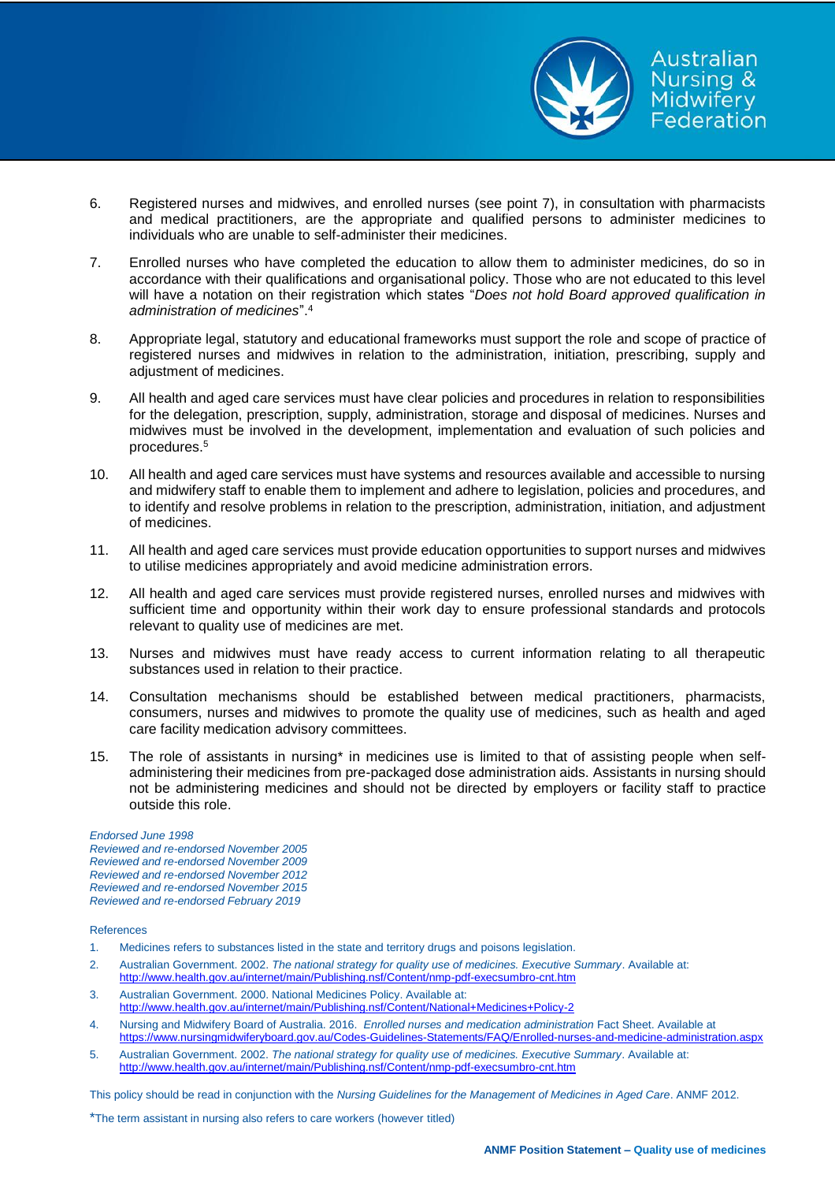6. Registered nurses and midwives, and enrolled nurses (see point 7), in consultation with pharmacists and medical practitioners, are the appropriate and qualified persons to administer medicines to individuals who are unable to self-administer their medicines.

7. Enrolled nurses who have completed the education to allow them to administer medicines, do so in accordance with their qualifications and organisational policy. Those who are not educated to this level will have a notation on their registration which states "*Does not hold Board approved qualification in administration of medicines*".[4]

8. Appropriate legal, statutory and educational frameworks must support the role and scope of practice of registered nurses and midwives in relation to the administration, initiation, prescribing, supply and adjustment of medicines.

9. All health and aged care services must have clear policies and procedures in relation to responsibilities for the delegation, prescription, supply, administration, storage and disposal of medicines. Nurses and midwives must be involved in the development, implementation and evaluation of such policies and procedures.[5]

10. All health and aged care services must have systems and resources available and accessible to nursing and midwifery staff to enable them to implement and adhere to legislation, policies and procedures, and to identify and resolve problems in relation to the prescription, administration, initiation, and adjustment of medicines.

11. All health and aged care services must provide education opportunities to support nurses and midwives to utilise medicines appropriately and avoid medicine administration errors.

12. All health and aged care services must provide registered nurses, enrolled nurses and midwives with sufficient time and opportunity within their work day to ensure professional standards and protocols relevant to quality use of medicines are met.

13. Nurses and midwives must have ready access to current information relating to all therapeutic substances used in relation to their practice.

14. Consultation mechanisms should be established between medical practitioners, pharmacists, consumers, nurses and midwives to promote the quality use of medicines, such as health and aged care facility medication advisory committees.

15. The role of assistants in nursing* in medicines use is limited to that of assisting people when self-administering their medicines from pre-packaged dose administration aids. Assistants in nursing should not be administering medicines and should not be directed by employers or facility staff to practice outside this role.

*Endorsed June 1998*
*Reviewed and re-endorsed November 2005*
*Reviewed and re-endorsed November 2009*
*Reviewed and re-endorsed November 2012*
*Reviewed and re-endorsed November 2015*
*Reviewed and re-endorsed February 2019*

References

1. Medicines refers to substances listed in the state and territory drugs and poisons legislation.
2. Australian Government. 2002. *The national strategy for quality use of medicines. Executive Summary*. Available at: http://www.health.gov.au/internet/main/Publishing.nsf/Content/nmp-pdf-execsumbro-cnt.htm
3. Australian Government. 2000. National Medicines Policy. Available at: http://www.health.gov.au/internet/main/Publishing.nsf/Content/National+Medicines+Policy-2
4. Nursing and Midwifery Board of Australia. 2016. *Enrolled nurses and medication administration* Fact Sheet. Available at https://www.nursingmidwiferyboard.gov.au/Codes-Guidelines-Statements/FAQ/Enrolled-nurses-and-medicine-administration.aspx
5. Australian Government. 2002. *The national strategy for quality use of medicines. Executive Summary*. Available at: http://www.health.gov.au/internet/main/Publishing.nsf/Content/nmp-pdf-execsumbro-cnt.htm

This policy should be read in conjunction with the *Nursing Guidelines for the Management of Medicines in Aged Care*. ANMF 2012.

*The term assistant in nursing also refers to care workers (however titled)